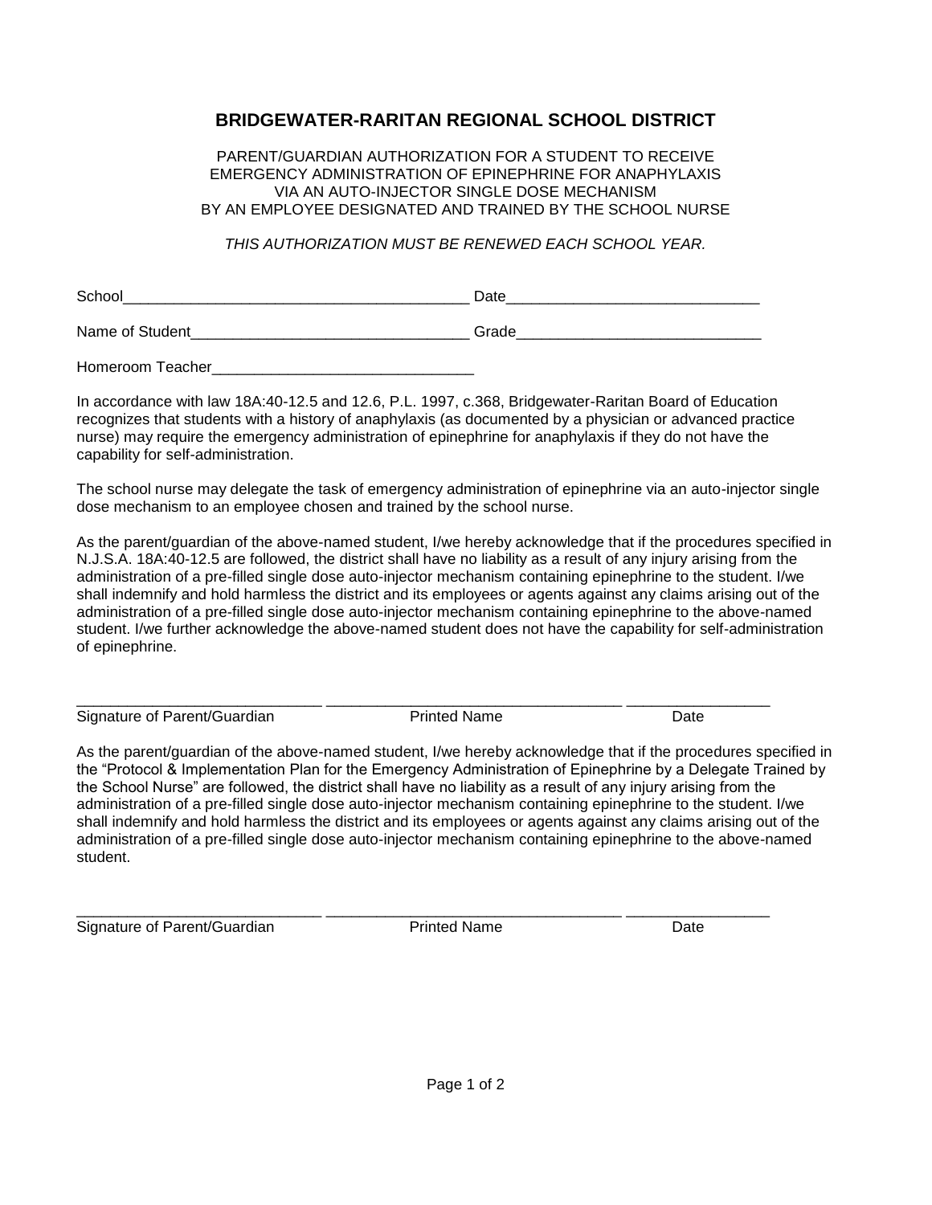# BRIDGEWATER-RARITAN REGIONAL SCHOOL DISTRICT

PARENT/GUARDIAN AUTHORIZATION FOR A STUDENT TO RECEIVE
EMERGENCY ADMINISTRATION OF EPINEPHRINE FOR ANAPHYLAXIS
VIA AN AUTO-INJECTOR SINGLE DOSE MECHANISM
BY AN EMPLOYEE DESIGNATED AND TRAINED BY THE SCHOOL NURSE

*THIS AUTHORIZATION MUST BE RENEWED EACH SCHOOL YEAR.*

School_________________________________________ Date______________________________

Name of Student_________________________________ Grade_____________________________

Homeroom Teacher_______________________________

In accordance with law 18A:40-12.5 and 12.6, P.L. 1997, c.368, Bridgewater-Raritan Board of Education recognizes that students with a history of anaphylaxis (as documented by a physician or advanced practice nurse) may require the emergency administration of epinephrine for anaphylaxis if they do not have the capability for self-administration.

The school nurse may delegate the task of emergency administration of epinephrine via an auto-injector single dose mechanism to an employee chosen and trained by the school nurse.

As the parent/guardian of the above-named student, I/we hereby acknowledge that if the procedures specified in N.J.S.A. 18A:40-12.5 are followed, the district shall have no liability as a result of any injury arising from the administration of a pre-filled single dose auto-injector mechanism containing epinephrine to the student. I/we shall indemnify and hold harmless the district and its employees or agents against any claims arising out of the administration of a pre-filled single dose auto-injector mechanism containing epinephrine to the above-named student. I/we further acknowledge the above-named student does not have the capability for self-administration of epinephrine.

_____________________________ ___________________________________ _________________
Signature of Parent/Guardian Printed Name Date

As the parent/guardian of the above-named student, I/we hereby acknowledge that if the procedures specified in the "Protocol & Implementation Plan for the Emergency Administration of Epinephrine by a Delegate Trained by the School Nurse" are followed, the district shall have no liability as a result of any injury arising from the administration of a pre-filled single dose auto-injector mechanism containing epinephrine to the student. I/we shall indemnify and hold harmless the district and its employees or agents against any claims arising out of the administration of a pre-filled single dose auto-injector mechanism containing epinephrine to the above-named student.

_____________________________ ___________________________________ _________________
Signature of Parent/Guardian Printed Name Date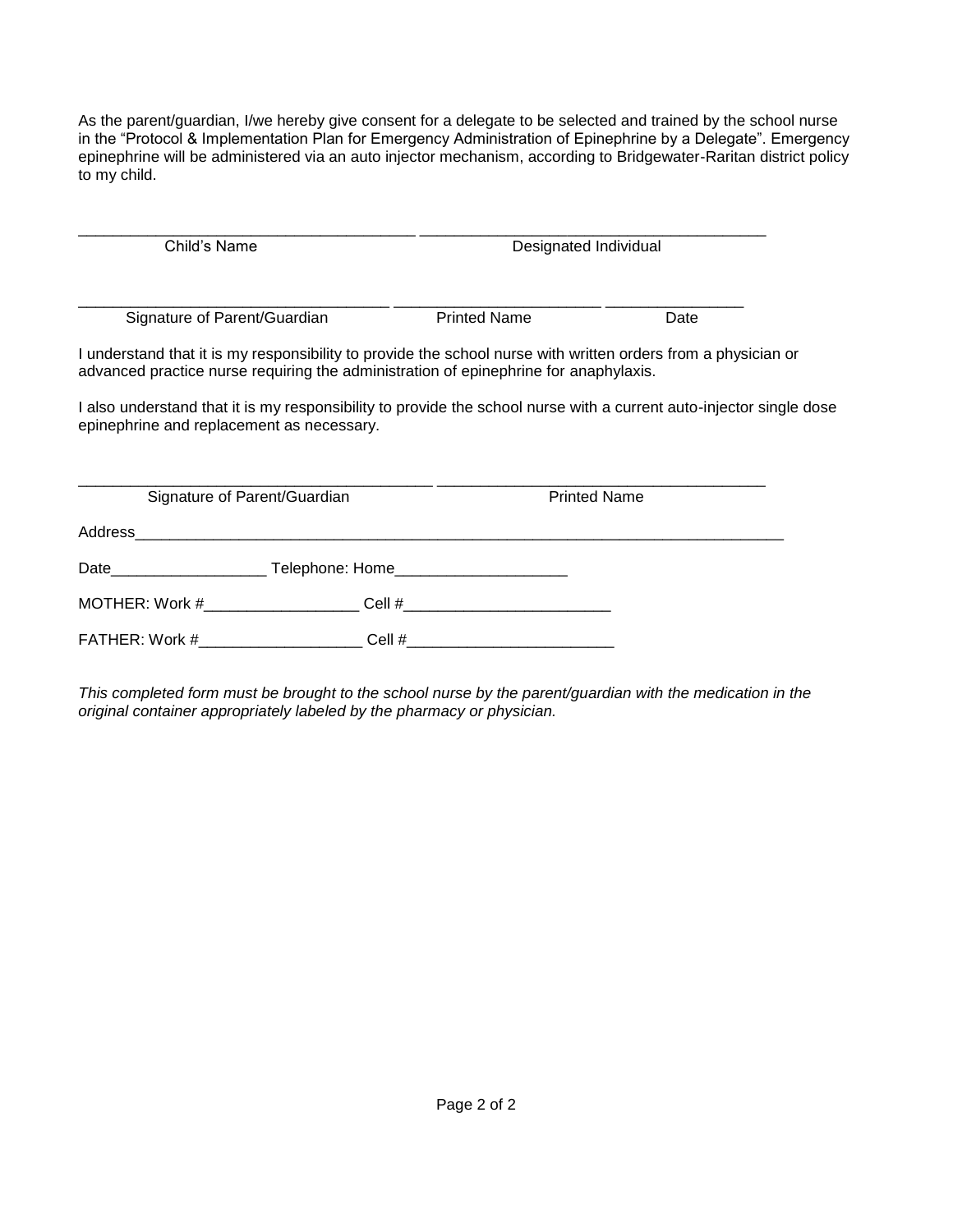As the parent/guardian, I/we hereby give consent for a delegate to be selected and trained by the school nurse in the "Protocol & Implementation Plan for Emergency Administration of Epinephrine by a Delegate". Emergency epinephrine will be administered via an auto injector mechanism, according to Bridgewater-Raritan district policy to my child.

_______________________________________ _________________________________________
Child's Name Designated Individual

____________________________________ ________________________ ________________
Signature of Parent/Guardian Printed Name Date

I understand that it is my responsibility to provide the school nurse with written orders from a physician or advanced practice nurse requiring the administration of epinephrine for anaphylaxis.

I also understand that it is my responsibility to provide the school nurse with a current auto-injector single dose epinephrine and replacement as necessary.

_________________________________________ ______________________________________
Signature of Parent/Guardian Printed Name

Address___________________________________________________________________________

Date__________________ Telephone: Home____________________

MOTHER: Work #__________________ Cell #________________________

FATHER: Work #___________________ Cell #________________________

*This completed form must be brought to the school nurse by the parent/guardian with the medication in the original container appropriately labeled by the pharmacy or physician.*